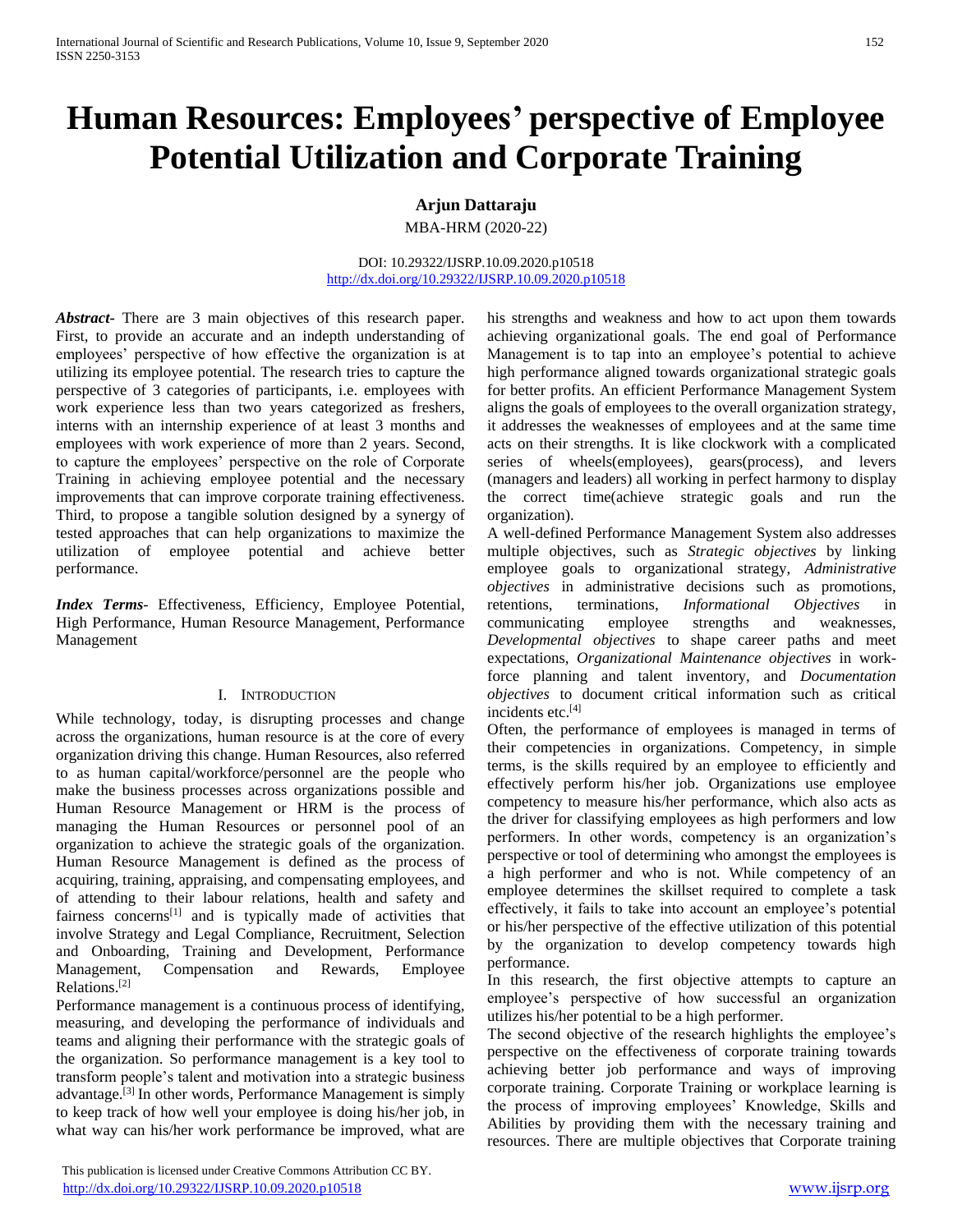# Human Resources: Employees' perspective of Employee Potential Utilization and Corporate Training

**Arjun Dattaraju**

MBA-HRM (2020-22)

DOI: 10.29322/IJSRP.10.09.2020.p10518
http://dx.doi.org/10.29322/IJSRP.10.09.2020.p10518

***Abstract-*** There are 3 main objectives of this research paper. First, to provide an accurate and an indepth understanding of employees' perspective of how effective the organization is at utilizing its employee potential. The research tries to capture the perspective of 3 categories of participants, i.e. employees with work experience less than two years categorized as freshers, interns with an internship experience of at least 3 months and employees with work experience of more than 2 years. Second, to capture the employees' perspective on the role of Corporate Training in achieving employee potential and the necessary improvements that can improve corporate training effectiveness. Third, to propose a tangible solution designed by a synergy of tested approaches that can help organizations to maximize the utilization of employee potential and achieve better performance.

***Index Terms-*** Effectiveness, Efficiency, Employee Potential, High Performance, Human Resource Management, Performance Management

## I. Introduction

While technology, today, is disrupting processes and change across the organizations, human resource is at the core of every organization driving this change. Human Resources, also referred to as human capital/workforce/personnel are the people who make the business processes across organizations possible and Human Resource Management or HRM is the process of managing the Human Resources or personnel pool of an organization to achieve the strategic goals of the organization. Human Resource Management is defined as the process of acquiring, training, appraising, and compensating employees, and of attending to their labour relations, health and safety and fairness concerns[1] and is typically made of activities that involve Strategy and Legal Compliance, Recruitment, Selection and Onboarding, Training and Development, Performance Management, Compensation and Rewards, Employee Relations.[2]

Performance management is a continuous process of identifying, measuring, and developing the performance of individuals and teams and aligning their performance with the strategic goals of the organization. So performance management is a key tool to transform people's talent and motivation into a strategic business advantage.[3] In other words, Performance Management is simply to keep track of how well your employee is doing his/her job, in what way can his/her work performance be improved, what are his strengths and weakness and how to act upon them towards achieving organizational goals. The end goal of Performance Management is to tap into an employee's potential to achieve high performance aligned towards organizational strategic goals for better profits. An efficient Performance Management System aligns the goals of employees to the overall organization strategy, it addresses the weaknesses of employees and at the same time acts on their strengths. It is like clockwork with a complicated series of wheels(employees), gears(process), and levers (managers and leaders) all working in perfect harmony to display the correct time(achieve strategic goals and run the organization).

A well-defined Performance Management System also addresses multiple objectives, such as *Strategic objectives* by linking employee goals to organizational strategy, *Administrative objectives* in administrative decisions such as promotions, retentions, terminations, *Informational Objectives* in communicating employee strengths and weaknesses, *Developmental objectives* to shape career paths and meet expectations, *Organizational Maintenance objectives* in work-force planning and talent inventory, and *Documentation objectives* to document critical information such as critical incidents etc.[4]

Often, the performance of employees is managed in terms of their competencies in organizations. Competency, in simple terms, is the skills required by an employee to efficiently and effectively perform his/her job. Organizations use employee competency to measure his/her performance, which also acts as the driver for classifying employees as high performers and low performers. In other words, competency is an organization's perspective or tool of determining who amongst the employees is a high performer and who is not. While competency of an employee determines the skillset required to complete a task effectively, it fails to take into account an employee's potential or his/her perspective of the effective utilization of this potential by the organization to develop competency towards high performance.

In this research, the first objective attempts to capture an employee's perspective of how successful an organization utilizes his/her potential to be a high performer.

The second objective of the research highlights the employee's perspective on the effectiveness of corporate training towards achieving better job performance and ways of improving corporate training. Corporate Training or workplace learning is the process of improving employees' Knowledge, Skills and Abilities by providing them with the necessary training and resources. There are multiple objectives that Corporate training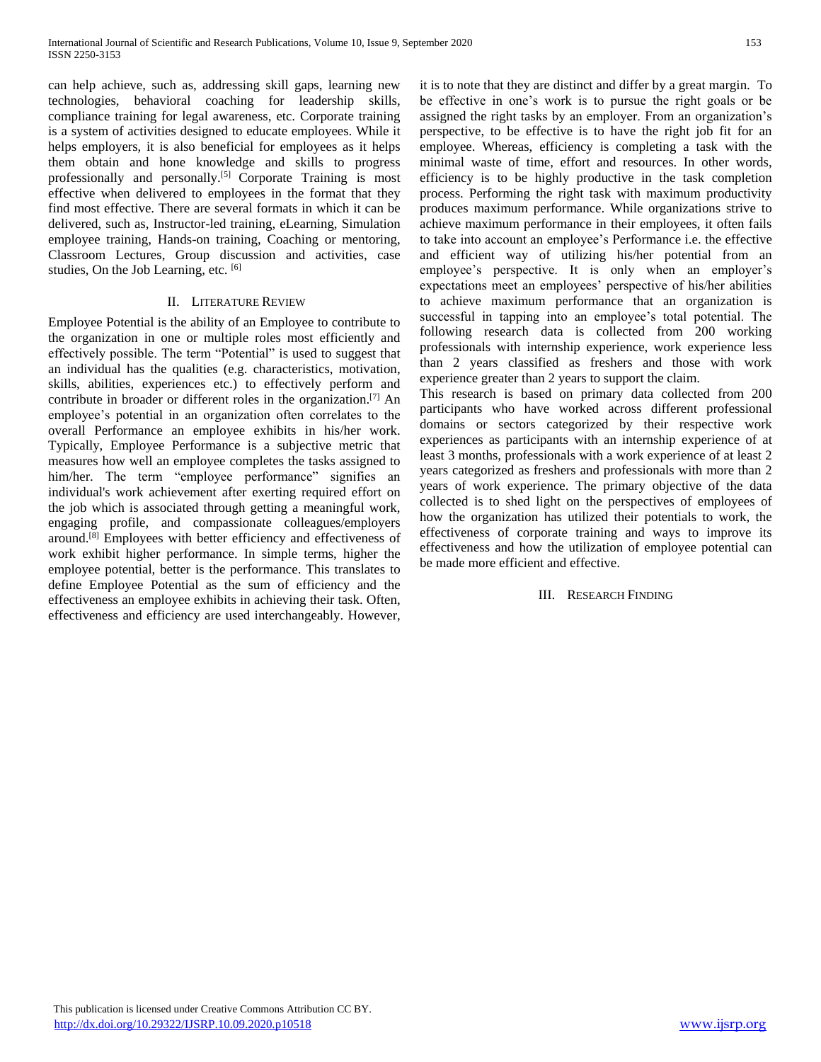can help achieve, such as, addressing skill gaps, learning new technologies, behavioral coaching for leadership skills, compliance training for legal awareness, etc. Corporate training is a system of activities designed to educate employees. While it helps employers, it is also beneficial for employees as it helps them obtain and hone knowledge and skills to progress professionally and personally.[5] Corporate Training is most effective when delivered to employees in the format that they find most effective. There are several formats in which it can be delivered, such as, Instructor-led training, eLearning, Simulation employee training, Hands-on training, Coaching or mentoring, Classroom Lectures, Group discussion and activities, case studies, On the Job Learning, etc. [6]

## II. Literature Review

Employee Potential is the ability of an Employee to contribute to the organization in one or multiple roles most efficiently and effectively possible. The term "Potential" is used to suggest that an individual has the qualities (e.g. characteristics, motivation, skills, abilities, experiences etc.) to effectively perform and contribute in broader or different roles in the organization.[7] An employee's potential in an organization often correlates to the overall Performance an employee exhibits in his/her work. Typically, Employee Performance is a subjective metric that measures how well an employee completes the tasks assigned to him/her. The term "employee performance" signifies an individual's work achievement after exerting required effort on the job which is associated through getting a meaningful work, engaging profile, and compassionate colleagues/employers around.[8] Employees with better efficiency and effectiveness of work exhibit higher performance. In simple terms, higher the employee potential, better is the performance. This translates to define Employee Potential as the sum of efficiency and the effectiveness an employee exhibits in achieving their task. Often, effectiveness and efficiency are used interchangeably. However, it is to note that they are distinct and differ by a great margin. To be effective in one's work is to pursue the right goals or be assigned the right tasks by an employer. From an organization's perspective, to be effective is to have the right job fit for an employee. Whereas, efficiency is completing a task with the minimal waste of time, effort and resources. In other words, efficiency is to be highly productive in the task completion process. Performing the right task with maximum productivity produces maximum performance. While organizations strive to achieve maximum performance in their employees, it often fails to take into account an employee's Performance i.e. the effective and efficient way of utilizing his/her potential from an employee's perspective. It is only when an employer's expectations meet an employees' perspective of his/her abilities to achieve maximum performance that an organization is successful in tapping into an employee's total potential. The following research data is collected from 200 working professionals with internship experience, work experience less than 2 years classified as freshers and those with work experience greater than 2 years to support the claim.

This research is based on primary data collected from 200 participants who have worked across different professional domains or sectors categorized by their respective work experiences as participants with an internship experience of at least 3 months, professionals with a work experience of at least 2 years categorized as freshers and professionals with more than 2 years of work experience. The primary objective of the data collected is to shed light on the perspectives of employees of how the organization has utilized their potentials to work, the effectiveness of corporate training and ways to improve its effectiveness and how the utilization of employee potential can be made more efficient and effective.

## III. Research Finding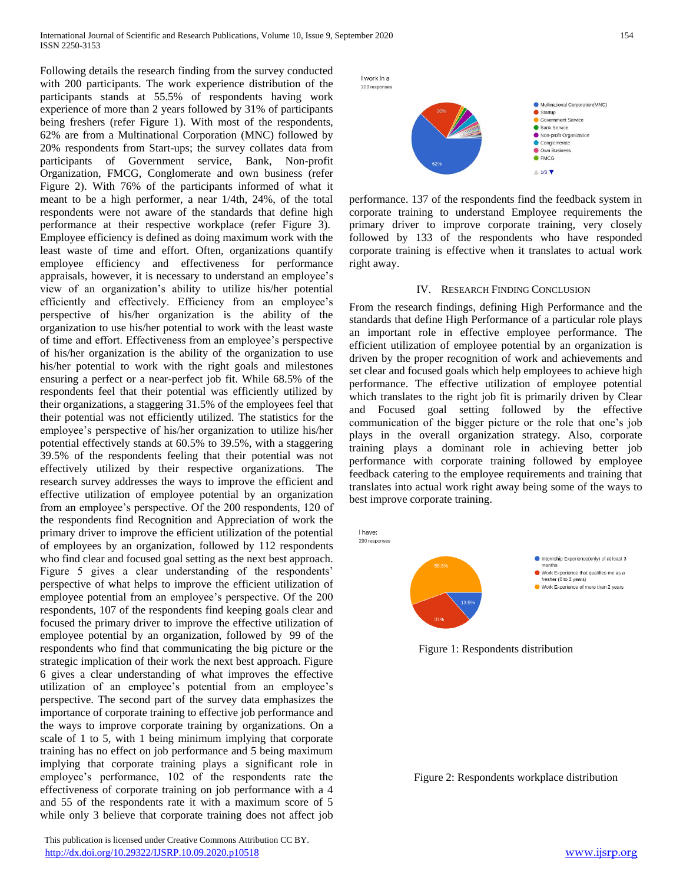Following details the research finding from the survey conducted with 200 participants. The work experience distribution of the participants stands at 55.5% of respondents having work experience of more than 2 years followed by 31% of participants being freshers (refer Figure 1). With most of the respondents, 62% are from a Multinational Corporation (MNC) followed by 20% respondents from Start-ups; the survey collates data from participants of Government service, Bank, Non-profit Organization, FMCG, Conglomerate and own business (refer Figure 2). With 76% of the participants informed of what it meant to be a high performer, a near 1/4th, 24%, of the total respondents were not aware of the standards that define high performance at their respective workplace (refer Figure 3). Employee efficiency is defined as doing maximum work with the least waste of time and effort. Often, organizations quantify employee efficiency and effectiveness for performance appraisals, however, it is necessary to understand an employee's view of an organization's ability to utilize his/her potential efficiently and effectively. Efficiency from an employee's perspective of his/her organization is the ability of the organization to use his/her potential to work with the least waste of time and effort. Effectiveness from an employee's perspective of his/her organization is the ability of the organization to use his/her potential to work with the right goals and milestones ensuring a perfect or a near-perfect job fit. While 68.5% of the respondents feel that their potential was efficiently utilized by their organizations, a staggering 31.5% of the employees feel that their potential was not efficiently utilized. The statistics for the employee's perspective of his/her organization to utilize his/her potential effectively stands at 60.5% to 39.5%, with a staggering 39.5% of the respondents feeling that their potential was not effectively utilized by their respective organizations. The research survey addresses the ways to improve the efficient and effective utilization of employee potential by an organization from an employee's perspective. Of the 200 respondents, 120 of the respondents find Recognition and Appreciation of work the primary driver to improve the efficient utilization of the potential of employees by an organization, followed by 112 respondents who find clear and focused goal setting as the next best approach. Figure 5 gives a clear understanding of the respondents' perspective of what helps to improve the efficient utilization of employee potential from an employee's perspective. Of the 200 respondents, 107 of the respondents find keeping goals clear and focused the primary driver to improve the effective utilization of employee potential by an organization, followed by 99 of the respondents who find that communicating the big picture or the strategic implication of their work the next best approach. Figure 6 gives a clear understanding of what improves the effective utilization of an employee's potential from an employee's perspective. The second part of the survey data emphasizes the importance of corporate training to effective job performance and the ways to improve corporate training by organizations. On a scale of 1 to 5, with 1 being minimum implying that corporate training has no effect on job performance and 5 being maximum implying that corporate training plays a significant role in employee's performance, 102 of the respondents rate the effectiveness of corporate training on job performance with a 4 and 55 of the respondents rate it with a maximum score of 5 while only 3 believe that corporate training does not affect job performance. 137 of the respondents find the feedback system in corporate training to understand Employee requirements the primary driver to improve corporate training, very closely followed by 133 of the respondents who have responded corporate training is effective when it translates to actual work right away.

## IV. Research Finding Conclusion

From the research findings, defining High Performance and the standards that define High Performance of a particular role plays an important role in effective employee performance. The efficient utilization of employee potential by an organization is driven by the proper recognition of work and achievements and set clear and focused goals which help employees to achieve high performance. The effective utilization of employee potential which translates to the right job fit is primarily driven by Clear and Focused goal setting followed by the effective communication of the bigger picture or the role that one's job plays in the overall organization strategy. Also, corporate training plays a dominant role in achieving better job performance with corporate training followed by employee feedback catering to the employee requirements and training that translates into actual work right away being some of the ways to best improve corporate training.

Figure 1: Respondents distribution

Figure 2: Respondents workplace distribution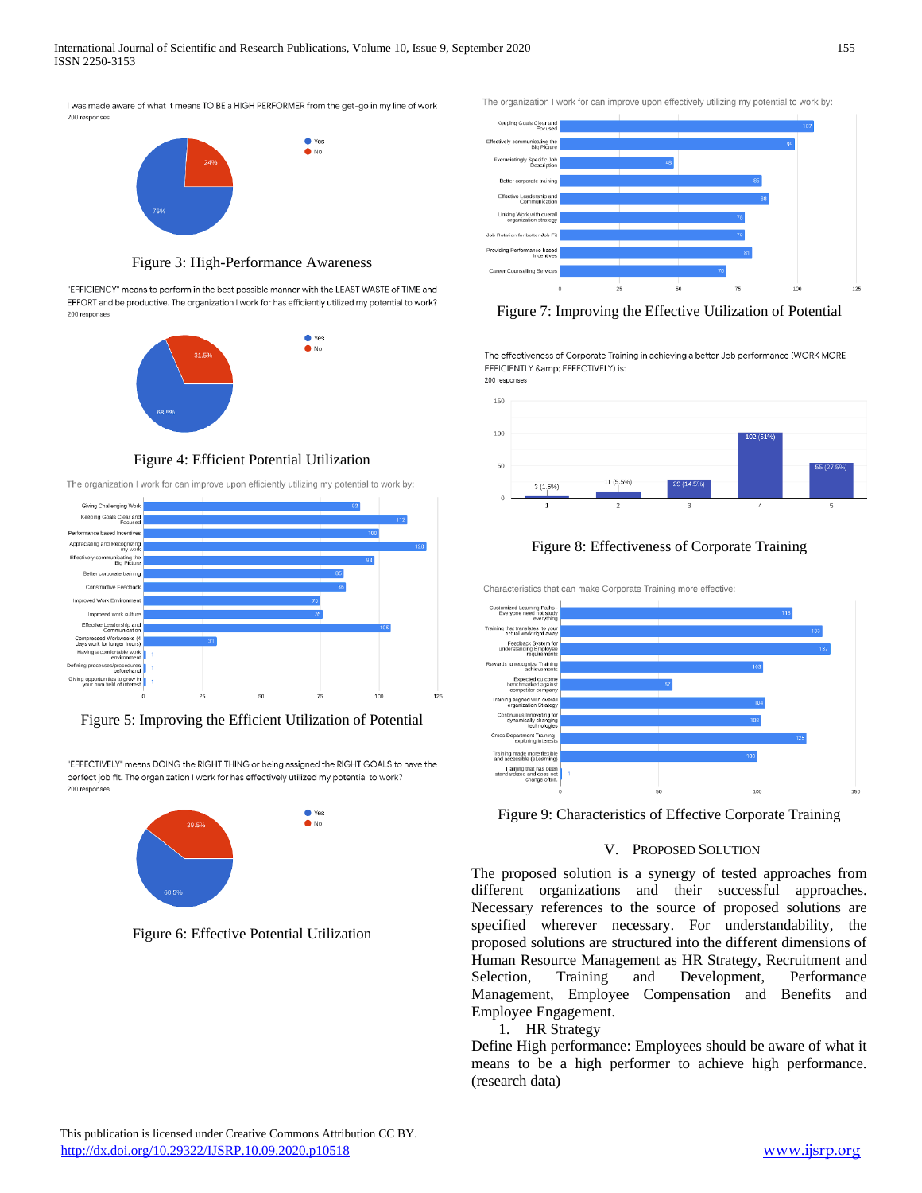I was made aware of what it means TO BE a HIGH PERFORMER from the get-go in my line of work
200 responses

| Response | Percentage |
|---|---|
| Yes | 76% |
| No | 24% |

Figure 3: High-Performance Awareness

"EFFICIENCY" means to perform in the best possible manner with the LEAST WASTE of TIME and EFFORT and be productive. The organization I work for has efficiently utilized my potential to work?
200 responses

| Response | Percentage |
|---|---|
| Yes | 68.5% |
| No | 31.5% |

Figure 4: Efficient Potential Utilization

The organization I work for can improve upon efficiently utilizing my potential to work by:

| Option | Responses |
|---|---|
| Giving Challenging Work | 92 |
| Keeping Goals Clear and Focused | 112 |
| Performance based Incentives | 100 |
| Appreciating and Recognizing my work | 120 |
| Effectively communicating the Big Picture | 98 |
| Better corporate training | 85 |
| Constructive Feedback | 85 |
| Improved Work Environment | 75 |
| Improved work culture | 76 |
| Effective Leadership and Communication | 105 |
| Compressed Workweeks (4 days work for longer hours) | 31 |
| Having a comfortable work environment | 1 |
| Defining processes/procedures beforehand | 1 |
| Giving opportunities to grow in your own field of interest | 1 |

Figure 5: Improving the Efficient Utilization of Potential

"EFFECTIVELY" means DOING the RIGHT THING or being assigned the RIGHT GOALS to have the perfect job fit. The organization I work for has effectively utilized my potential to work?
200 responses

| Response | Percentage |
|---|---|
| Yes | 60.5% |
| No | 39.5% |

Figure 6: Effective Potential Utilization

The organization I work for can improve upon effectively utilizing my potential to work by:

| Option | Responses |
|---|---|
| Keeping Goals Clear and Focused | 107 |
| Effectively communicating the Big Picture | 99 |
| Excruciatingly Specific Job Description | 48 |
| Better corporate training | 85 |
| Effective Leadership and Communication | 88 |
| Linking Work with overall organization strategy | 78 |
| Job Rotation for better Job Fit | 78 |
| Providing Performance based Incentives | 81 |
| Career Counselling Services | 70 |

Figure 7: Improving the Effective Utilization of Potential

The effectiveness of Corporate Training in achieving a better Job performance (WORK MORE EFFICIENTLY &amp; EFFECTIVELY) is:
200 responses

| Rating | Responses |
|---|---|
| 1 | 3 (1.5%) |
| 2 | 11 (5.5%) |
| 3 | 29 (14.5%) |
| 4 | 102 (51%) |
| 5 | 55 (27.5%) |

Figure 8: Effectiveness of Corporate Training

Characteristics that can make Corporate Training more effective:

| Characteristic | Responses |
|---|---|
| Customized Learning Paths - Everyone need not study everything | 118 |
| Training that translates to your actual work right away | 133 |
| Feedback System for understanding Employee requirements | 137 |
| Rewards to recognize Training achievements | 103 |
| Expected outcome benchmarked against competitor company | 57 |
| Training aligned with overall organization Strategy | 104 |
| Continuous Innovating for dynamically changing technologies | 102 |
| Cross Department Training - exploring interests | 125 |
| Training made more flexible and accessible (eLearning) | 100 |
| Training that has been standardized and does not change often | 1 |

Figure 9: Characteristics of Effective Corporate Training

## V. Proposed Solution

The proposed solution is a synergy of tested approaches from different organizations and their successful approaches. Necessary references to the source of proposed solutions are specified wherever necessary. For understandability, the proposed solutions are structured into the different dimensions of Human Resource Management as HR Strategy, Recruitment and Selection, Training and Development, Performance Management, Employee Compensation and Benefits and Employee Engagement.

1. HR Strategy

Define High performance: Employees should be aware of what it means to be a high performer to achieve high performance. (research data)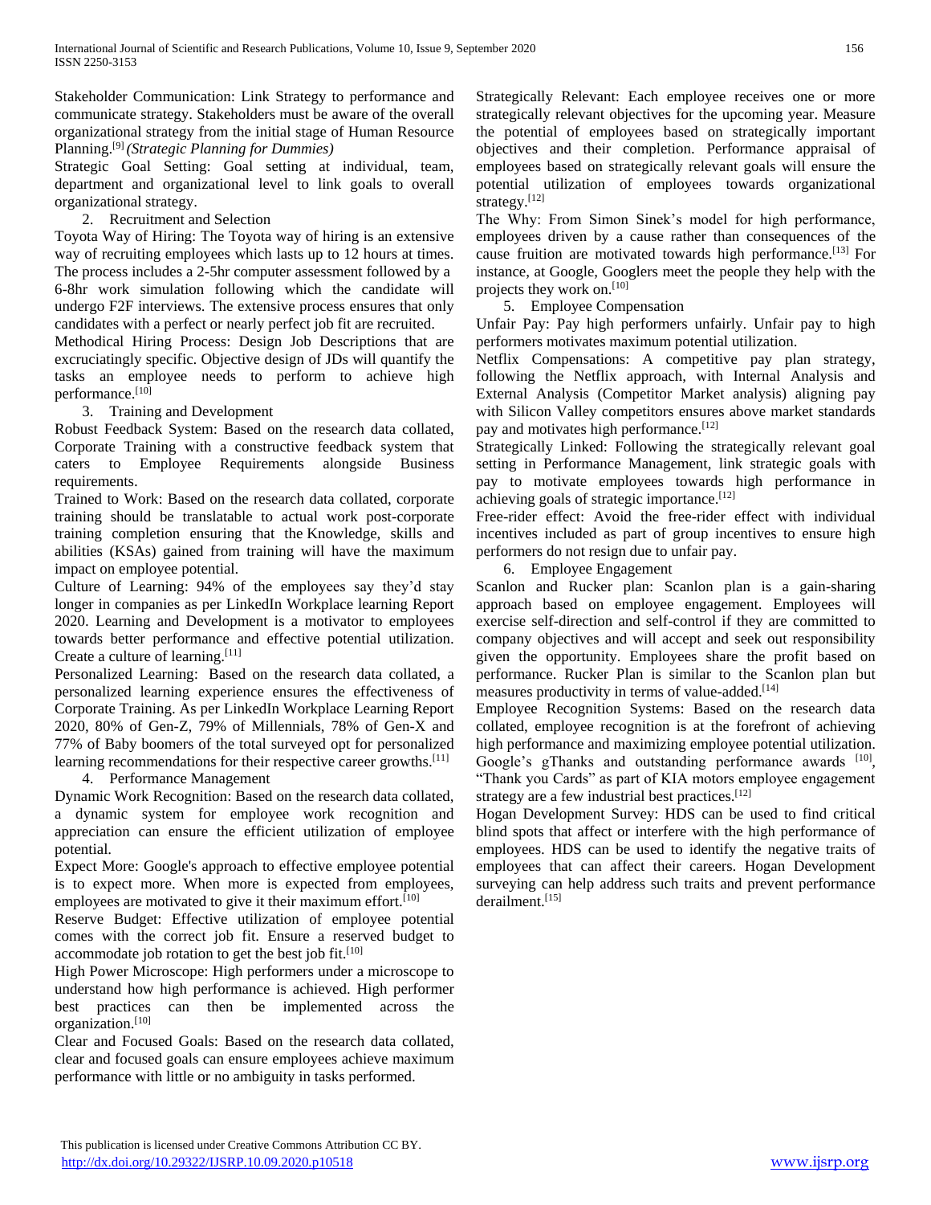Stakeholder Communication: Link Strategy to performance and communicate strategy. Stakeholders must be aware of the overall organizational strategy from the initial stage of Human Resource Planning.[9] *(Strategic Planning for Dummies)*

Strategic Goal Setting: Goal setting at individual, team, department and organizational level to link goals to overall organizational strategy.

2. Recruitment and Selection

Toyota Way of Hiring: The Toyota way of hiring is an extensive way of recruiting employees which lasts up to 12 hours at times. The process includes a 2-5hr computer assessment followed by a 6-8hr work simulation following which the candidate will undergo F2F interviews. The extensive process ensures that only candidates with a perfect or nearly perfect job fit are recruited.

Methodical Hiring Process: Design Job Descriptions that are excruciatingly specific. Objective design of JDs will quantify the tasks an employee needs to perform to achieve high performance.[10]

3. Training and Development

Robust Feedback System: Based on the research data collated, Corporate Training with a constructive feedback system that caters to Employee Requirements alongside Business requirements.

Trained to Work: Based on the research data collated, corporate training should be translatable to actual work post-corporate training completion ensuring that the Knowledge, skills and abilities (KSAs) gained from training will have the maximum impact on employee potential.

Culture of Learning: 94% of the employees say they'd stay longer in companies as per LinkedIn Workplace learning Report 2020. Learning and Development is a motivator to employees towards better performance and effective potential utilization. Create a culture of learning.[11]

Personalized Learning: Based on the research data collated, a personalized learning experience ensures the effectiveness of Corporate Training. As per LinkedIn Workplace Learning Report 2020, 80% of Gen-Z, 79% of Millennials, 78% of Gen-X and 77% of Baby boomers of the total surveyed opt for personalized learning recommendations for their respective career growths.[11]

4. Performance Management

Dynamic Work Recognition: Based on the research data collated, a dynamic system for employee work recognition and appreciation can ensure the efficient utilization of employee potential.

Expect More: Google's approach to effective employee potential is to expect more. When more is expected from employees, employees are motivated to give it their maximum effort.[10]

Reserve Budget: Effective utilization of employee potential comes with the correct job fit. Ensure a reserved budget to accommodate job rotation to get the best job fit.[10]

High Power Microscope: High performers under a microscope to understand how high performance is achieved. High performer best practices can then be implemented across the organization.[10]

Clear and Focused Goals: Based on the research data collated, clear and focused goals can ensure employees achieve maximum performance with little or no ambiguity in tasks performed.

Strategically Relevant: Each employee receives one or more strategically relevant objectives for the upcoming year. Measure the potential of employees based on strategically important objectives and their completion. Performance appraisal of employees based on strategically relevant goals will ensure the potential utilization of employees towards organizational strategy.[12]

The Why: From Simon Sinek's model for high performance, employees driven by a cause rather than consequences of the cause fruition are motivated towards high performance.[13] For instance, at Google, Googlers meet the people they help with the projects they work on.[10]

5. Employee Compensation

Unfair Pay: Pay high performers unfairly. Unfair pay to high performers motivates maximum potential utilization.

Netflix Compensations: A competitive pay plan strategy, following the Netflix approach, with Internal Analysis and External Analysis (Competitor Market analysis) aligning pay with Silicon Valley competitors ensures above market standards pay and motivates high performance.[12]

Strategically Linked: Following the strategically relevant goal setting in Performance Management, link strategic goals with pay to motivate employees towards high performance in achieving goals of strategic importance.[12]

Free-rider effect: Avoid the free-rider effect with individual incentives included as part of group incentives to ensure high performers do not resign due to unfair pay.

6. Employee Engagement

Scanlon and Rucker plan: Scanlon plan is a gain-sharing approach based on employee engagement. Employees will exercise self-direction and self-control if they are committed to company objectives and will accept and seek out responsibility given the opportunity. Employees share the profit based on performance. Rucker Plan is similar to the Scanlon plan but measures productivity in terms of value-added.[14]

Employee Recognition Systems: Based on the research data collated, employee recognition is at the forefront of achieving high performance and maximizing employee potential utilization. Google's gThanks and outstanding performance awards [10], "Thank you Cards" as part of KIA motors employee engagement strategy are a few industrial best practices.[12]

Hogan Development Survey: HDS can be used to find critical blind spots that affect or interfere with the high performance of employees. HDS can be used to identify the negative traits of employees that can affect their careers. Hogan Development surveying can help address such traits and prevent performance derailment.[15]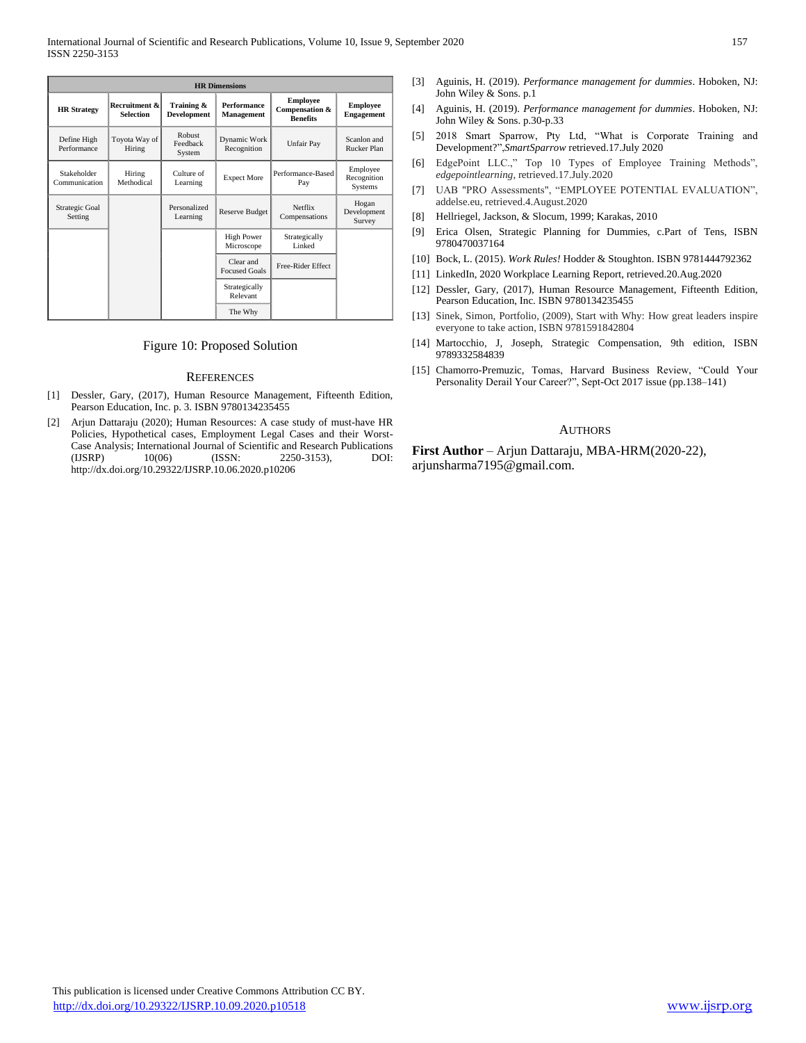| HR Dimensions | | | | | |
|---|---|---|---|---|---|
| **HR Strategy** | **Recruitment & Selection** | **Training & Development** | **Performance Management** | **Employee Compensation & Benefits** | **Employee Engagement** |
| Define High Performance | Toyota Way of Hiring | Robust Feedback System | Dynamic Work Recognition | Unfair Pay | Scanlon and Rucker Plan |
| Stakeholder Communication | Hiring Methodical | Culture of Learning | Expect More | Performance-Based Pay | Employee Recognition Systems |
| Strategic Goal Setting | | Personalized Learning | Reserve Budget | Netflix Compensations | Hogan Development Survey |
| | | | High Power Microscope | Strategically Linked | |
| | | | Clear and Focused Goals | Free-Rider Effect | |
| | | | Strategically Relevant | | |
| | | | The Why | | |

Figure 10: Proposed Solution

## REFERENCES

[1] Dessler, Gary, (2017), Human Resource Management, Fifteenth Edition, Pearson Education, Inc. p. 3. ISBN 9780134235455

[2] Arjun Dattaraju (2020); Human Resources: A case study of must-have HR Policies, Hypothetical cases, Employment Legal Cases and their Worst-Case Analysis; International Journal of Scientific and Research Publications (IJSRP) 10(06) (ISSN: 2250-3153), DOI: http://dx.doi.org/10.29322/IJSRP.10.06.2020.p10206

[3] Aguinis, H. (2019). *Performance management for dummies*. Hoboken, NJ: John Wiley & Sons. p.1

[4] Aguinis, H. (2019). *Performance management for dummies*. Hoboken, NJ: John Wiley & Sons. p.30-p.33

[5] 2018 Smart Sparrow, Pty Ltd, "What is Corporate Training and Development?",*SmartSparrow* retrieved.17.July 2020

[6] EdgePoint LLC.," Top 10 Types of Employee Training Methods", *edgepointlearning*, retrieved.17.July.2020

[7] UAB "PRO Assessments", "EMPLOYEE POTENTIAL EVALUATION", addelse.eu, retrieved.4.August.2020

[8] Hellriegel, Jackson, & Slocum, 1999; Karakas, 2010

[9] Erica Olsen, Strategic Planning for Dummies, c.Part of Tens, ISBN 9780470037164

[10] Bock, L. (2015). *Work Rules!* Hodder & Stoughton. ISBN 9781444792362

[11] LinkedIn, 2020 Workplace Learning Report, retrieved.20.Aug.2020

[12] Dessler, Gary, (2017), Human Resource Management, Fifteenth Edition, Pearson Education, Inc. ISBN 9780134235455

[13] Sinek, Simon, Portfolio, (2009), Start with Why: How great leaders inspire everyone to take action, ISBN 9781591842804

[14] Martocchio, J, Joseph, Strategic Compensation, 9th edition, ISBN 9789332584839

[15] Chamorro-Premuzic, Tomas, Harvard Business Review, "Could Your Personality Derail Your Career?", Sept-Oct 2017 issue (pp.138–141)

## AUTHORS

**First Author** – Arjun Dattaraju, MBA-HRM(2020-22), arjunsharma7195@gmail.com.